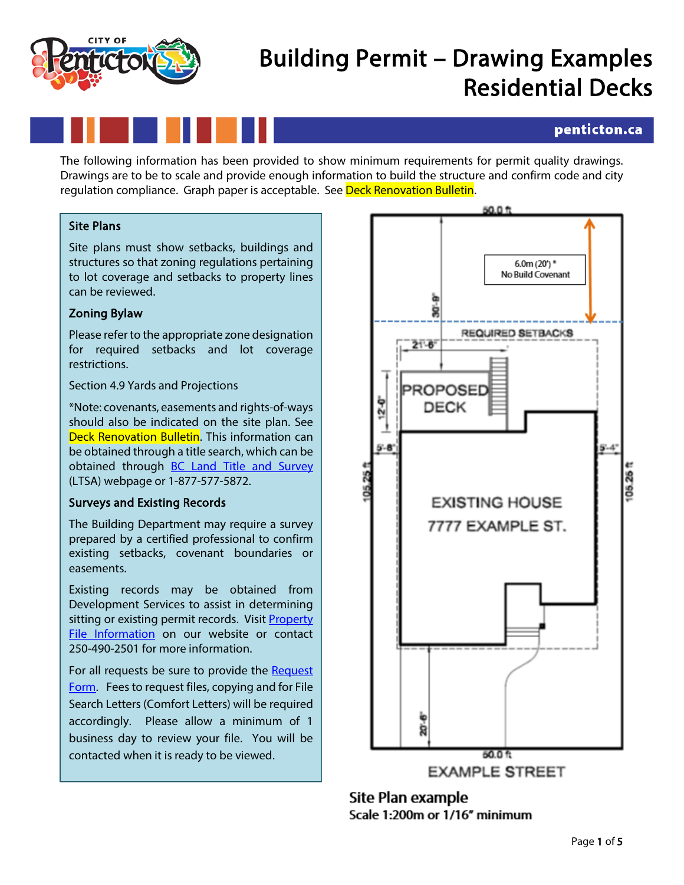# Building Permit – Drawing Examples Residential Decks

penticton.ca

The following information has been provided to show minimum requirements for permit quality drawings. Drawings are to be to scale and provide enough information to build the structure and confirm code and city regulation compliance. Graph paper is acceptable. See Deck Renovation Bulletin.

## Site Plans

Site plans must show setbacks, buildings and structures so that zoning regulations pertaining to lot coverage and setbacks to property lines can be reviewed.

## Zoning Bylaw

Please refer to the appropriate zone designation for required setbacks and lot coverage restrictions.

Section 4.9 Yards and Projections

*Note: covenants, easements and rights-of-ways should also be indicated on the site plan. See Deck Renovation Bulletin. This information can be obtained through a title search, which can be obtained through BC Land Title and Survey (LTSA) webpage or 1-877-577-5872.

## Surveys and Existing Records

The Building Department may require a survey prepared by a certified professional to confirm existing setbacks, covenant boundaries or easements.

Existing records may be obtained from Development Services to assist in determining sitting or existing permit records. Visit Property File Information on our website or contact 250-490-2501 for more information.

For all requests be sure to provide the Request Form. Fees to request files, copying and for File Search Letters (Comfort Letters) will be required accordingly. Please allow a minimum of 1 business day to review your file. You will be contacted when it is ready to be viewed.

60.0 ft

6.0m (20') * No Build Covenant

30'-9"

REQUIRED SETBACKS

21'-6"

12'-0"

PROPOSED DECK

5'-8"

5'-4"

105.25 ft

106.26 ft

EXISTING HOUSE 7777 EXAMPLE ST.

20'-6"

60.0 ft

EXAMPLE STREET

**Site Plan example**

**Scale 1:200m or 1/16" minimum**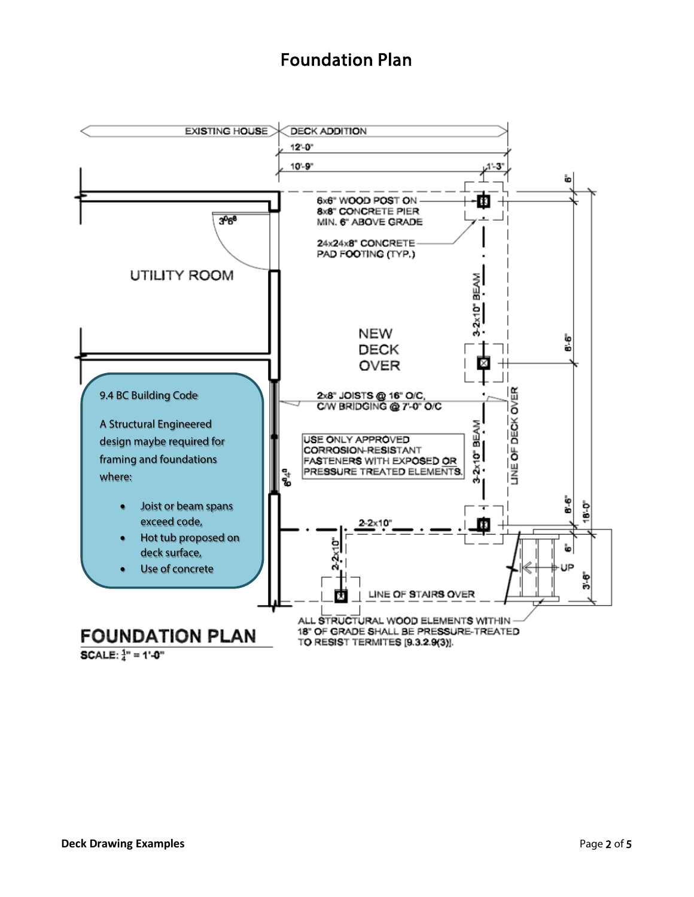# Foundation Plan

EXISTING HOUSE

DECK ADDITION

12'-0"

10'-9"

1'-3"

6"

6x6" WOOD POST ON 8x8" CONCRETE PIER MIN. 6" ABOVE GRADE

24x24x8" CONCRETE PAD FOOTING (TYP.)

$3^{0}6^{8}$

UTILITY ROOM

3-2x10" BEAM

NEW DECK OVER

8'-6"

2x8" JOISTS @ 16" O/C, C/W BRIDGING @ 7'-0" O/C

LINE OF DECK OVER

USE ONLY APPROVED CORROSION-RESISTANT FASTENERS WITH EXPOSED OR PRESSURE TREATED ELEMENTS.

3-2x10" BEAM

$6^{0}4^{0}$

8'-6"

18'-0"

2-2x10"

2-2x10"

6"

UP

3'-6"

LINE OF STAIRS OVER

ALL STRUCTURAL WOOD ELEMENTS WITHIN 18" OF GRADE SHALL BE PRESSURE-TREATED TO RESIST TERMITES [9.3.2.9(3)].

9.4 BC Building Code

A Structural Engineered design maybe required for framing and foundations where:

- Joist or beam spans exceed code,
- Hot tub proposed on deck surface,
- Use of concrete

## FOUNDATION PLAN

SCALE: $\frac{1}{4}$" = 1'-0"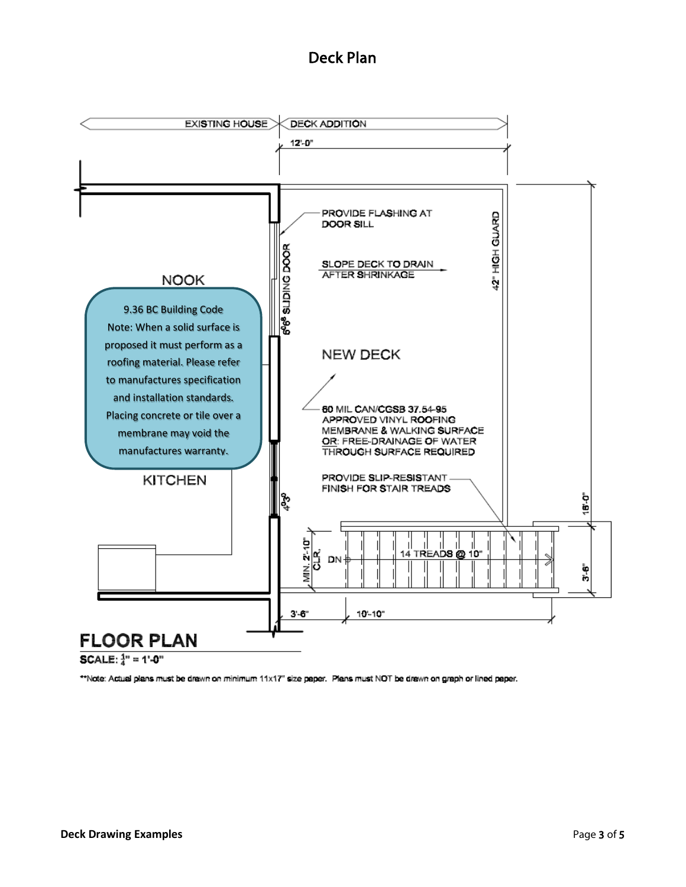# Deck Plan

EXISTING HOUSE

DECK ADDITION

12'-0"

PROVIDE FLASHING AT DOOR SILL

SLOPE DECK TO DRAIN AFTER SHRINKAGE

42" HIGH GUARD

NOOK

$6^0 6^8$ SLIDING DOOR

9.36 BC Building Code Note: When a solid surface is proposed it must perform as a roofing material. Please refer to manufactures specification and installation standards. Placing concrete or tile over a membrane may void the manufactures warranty.

NEW DECK

60 MIL CAN/CGSB 37.54-95 APPROVED VINYL ROOFING MEMBRANE & WALKING SURFACE OR: FREE-DRAINAGE OF WATER THROUGH SURFACE REQUIRED

KITCHEN

$4^0 3^0$

PROVIDE SLIP-RESISTANT FINISH FOR STAIR TREADS

MIN. 2'-10" CLR.

DN

14 TREADS @ 10"

16'-0"

3'-6"

3'-6"

10'-10"

## FLOOR PLAN

SCALE: $\frac{1}{4}$" = 1'-0"

**Note: Actual plans must be drawn on minimum 11x17" size paper. Plans must NOT be drawn on graph or lined paper.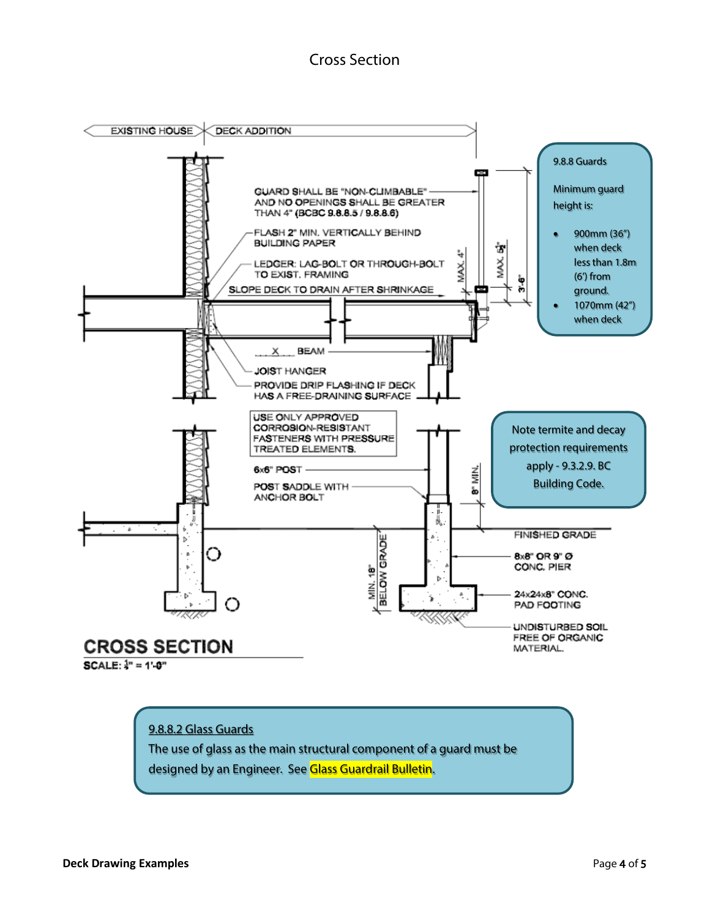# Cross Section

EXISTING HOUSE

DECK ADDITION

GUARD SHALL BE "NON-CLIMBABLE" AND NO OPENINGS SHALL BE GREATER THAN 4" (BCBC 9.8.8.5 / 9.8.8.6)

FLASH 2" MIN. VERTICALLY BEHIND BUILDING PAPER

LEDGER: LAG-BOLT OR THROUGH-BOLT TO EXIST. FRAMING

SLOPE DECK TO DRAIN AFTER SHRINKAGE

MAX. 4"

MAX. 5½"

3'-6"

__X__ BEAM

JOIST HANGER

PROVIDE DRIP FLASHING IF DECK HAS A FREE-DRAINING SURFACE

USE ONLY APPROVED CORROSION-RESISTANT FASTENERS WITH PRESSURE TREATED ELEMENTS.

6x6" POST

POST SADDLE WITH ANCHOR BOLT

8" MIN.

FINISHED GRADE

MIN. 18" BELOW GRADE

8x8" OR 9" Ø CONC. PIER

24x24x8" CONC. PAD FOOTING

UNDISTURBED SOIL FREE OF ORGANIC MATERIAL.

**CROSS SECTION**

**SCALE: ¼" = 1'-0"**

9.8.8 Guards

Minimum guard height is:

- 900mm (36") when deck less than 1.8m (6') from ground.
- 1070mm (42") when deck

Note termite and decay protection requirements apply - 9.3.2.9. BC Building Code.

9.8.8.2 Glass Guards

The use of glass as the main structural component of a guard must be designed by an Engineer. See Glass Guardrail Bulletin.

**Deck Drawing Examples**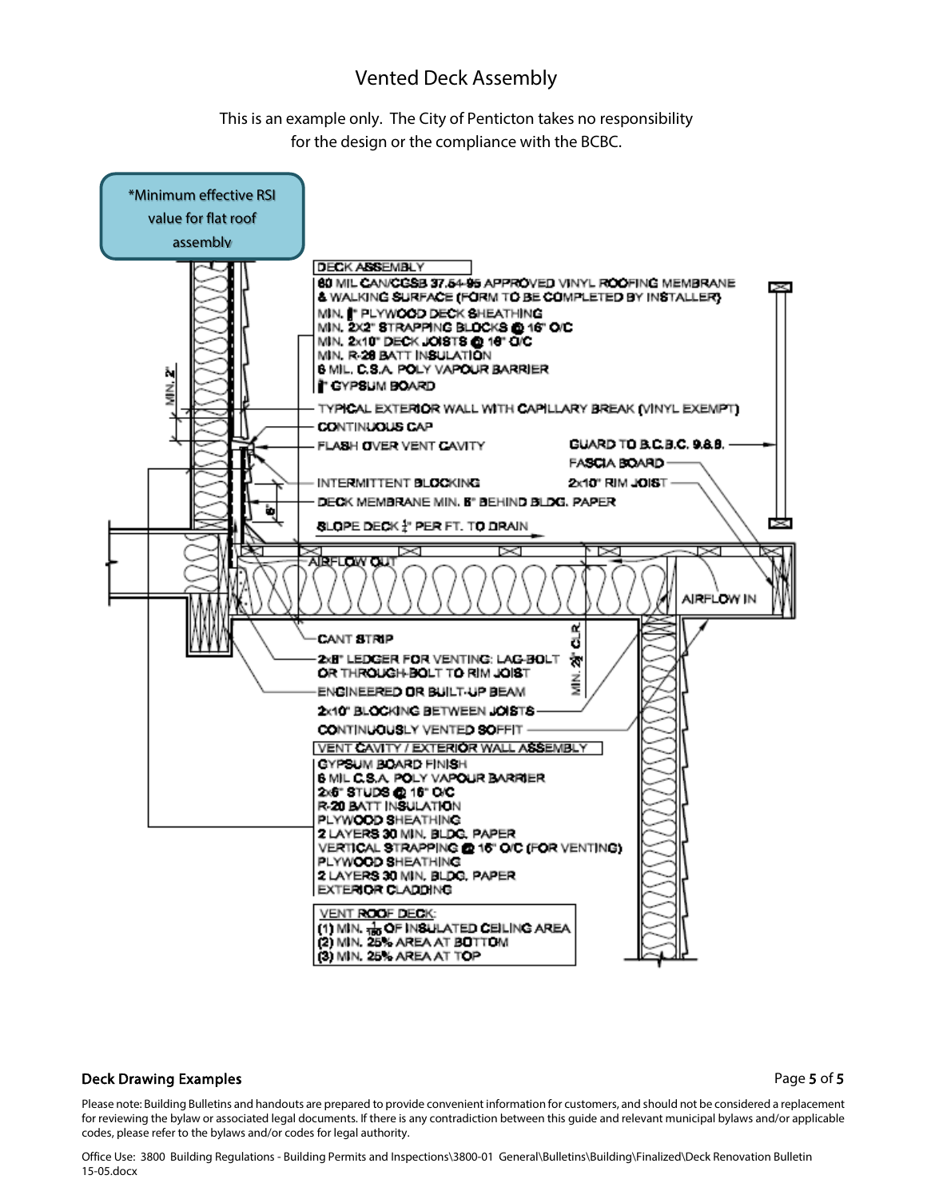# Vented Deck Assembly

This is an example only. The City of Penticton takes no responsibility for the design or the compliance with the BCBC.

*Minimum effective RSI value for flat roof assembly

DECK ASSEMBLY
60 MIL CAN/CGSB 37.54-95 APPROVED VINYL ROOFING MEMBRANE & WALKING SURFACE (FORM TO BE COMPLETED BY INSTALLER)
MIN. ⅝" PLYWOOD DECK SHEATHING
MIN. 2X2" STRAPPING BLOCKS @ 16" O/C
MIN. 2x10" DECK JOISTS @ 16" O/C
MIN. R-28 BATT INSULATION
6 MIL. C.S.A. POLY VAPOUR BARRIER
½" GYPSUM BOARD

TYPICAL EXTERIOR WALL WITH CAPILLARY BREAK (VINYL EXEMPT)
CONTINUOUS CAP
FLASH OVER VENT CAVITY
GUARD TO B.C.B.C. 9.8.8.
FASCIA BOARD
INTERMITTENT BLOCKING
2x10" RIM JOIST
DECK MEMBRANE MIN. 6" BEHIND BLDG. PAPER
SLOPE DECK ¼" PER FT. TO DRAIN
MIN. 2"
6"
AIRFLOW OUT
AIRFLOW IN
MIN. 2½" CLR.
CANT STRIP
2x8" LEDGER FOR VENTING: LAG-BOLT OR THROUGH-BOLT TO RIM JOIST
ENGINEERED OR BUILT-UP BEAM
2x10" BLOCKING BETWEEN JOISTS
CONTINUOUSLY VENTED SOFFIT

VENT CAVITY / EXTERIOR WALL ASSEMBLY
GYPSUM BOARD FINISH
6 MIL C.S.A. POLY VAPOUR BARRIER
2x6" STUDS @ 16" O/C
R-20 BATT INSULATION
PLYWOOD SHEATHING
2 LAYERS 30 MIN. BLDG. PAPER
VERTICAL STRAPPING @ 16" O/C (FOR VENTING)
PLYWOOD SHEATHING
2 LAYERS 30 MIN. BLDG. PAPER
EXTERIOR CLADDING

VENT ROOF DECK:
(1) MIN. $\frac{1}{150}$ OF INSULATED CEILING AREA
(2) MIN. 25% AREA AT BOTTOM
(3) MIN. 25% AREA AT TOP

**Deck Drawing Examples**

Please note: Building Bulletins and handouts are prepared to provide convenient information for customers, and should not be considered a replacement for reviewing the bylaw or associated legal documents. If there is any contradiction between this guide and relevant municipal bylaws and/or applicable codes, please refer to the bylaws and/or codes for legal authority.

Office Use: 3800 Building Regulations - Building Permits and Inspections\3800-01 General\Bulletins\Building\Finalized\Deck Renovation Bulletin 15-05.docx